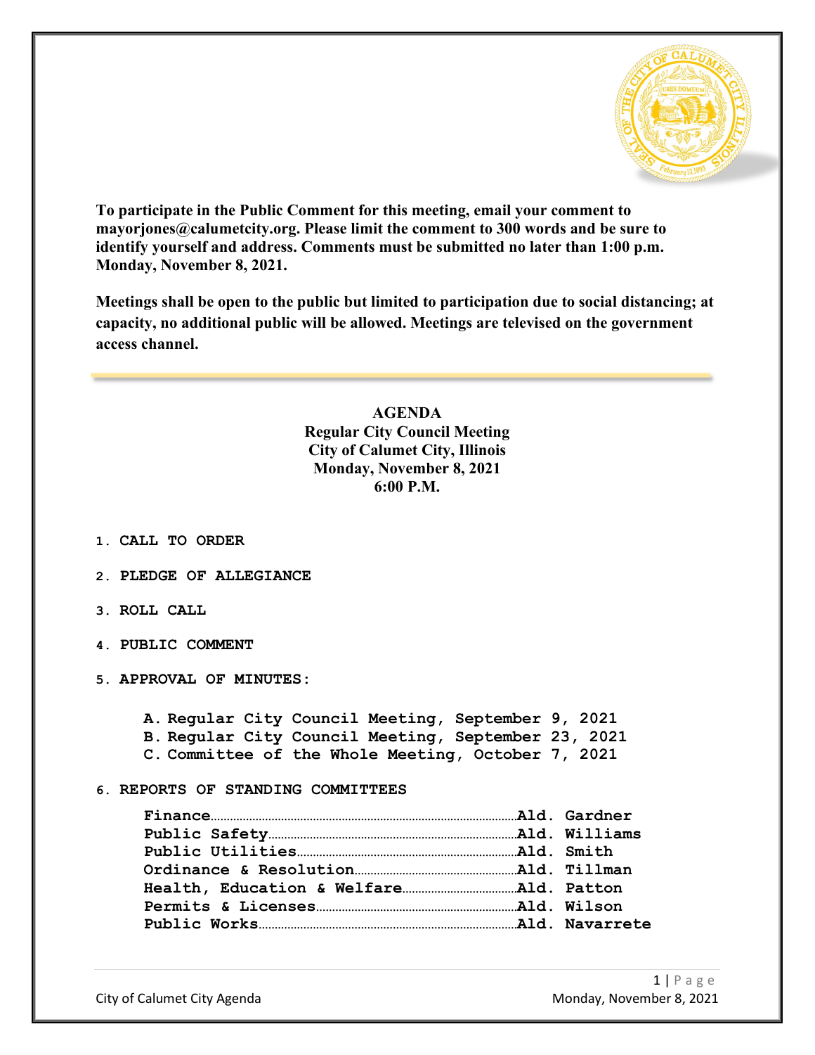**To participate in the Public Comment for this meeting, email your comment to mayorjones@calumetcity.org. Please limit the comment to 300 words and be sure to identify yourself and address. Comments must be submitted no later than 1:00 p.m. Monday, November 8, 2021.**

**Meetings shall be open to the public but limited to participation due to social distancing; at capacity, no additional public will be allowed. Meetings are televised on the government access channel.**

---

# AGENDA
## Regular City Council Meeting
## City of Calumet City, Illinois
## Monday, November 8, 2021
## 6:00 P.M.

1. **CALL TO ORDER**

2. **PLEDGE OF ALLEGIANCE**

3. **ROLL CALL**

4. **PUBLIC COMMENT**

5. **APPROVAL OF MINUTES:**

   A. Regular City Council Meeting, September 9, 2021
   B. Regular City Council Meeting, September 23, 2021
   C. Committee of the Whole Meeting, October 7, 2021

6. **REPORTS OF STANDING COMMITTEES**

   **Finance**……………………………………Ald. Gardner
   **Public Safety**……………………………Ald. Williams
   **Public Utilities**…………………………Ald. Smith
   **Ordinance & Resolution**………………Ald. Tillman
   **Health, Education & Welfare**…………Ald. Patton
   **Permits & Licenses**………………………Ald. Wilson
   **Public Works**………………………………Ald. Navarrete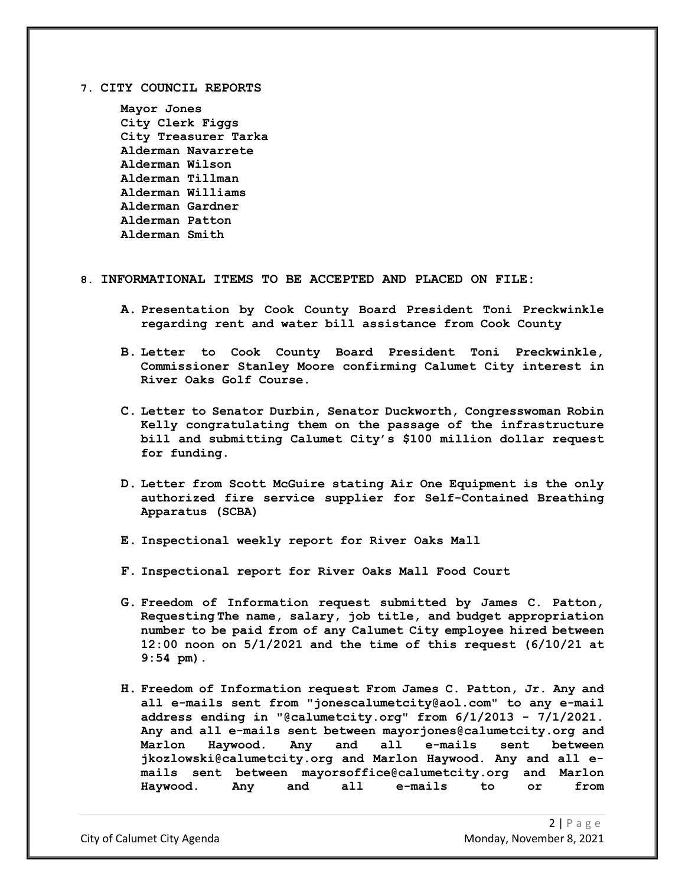7. **CITY COUNCIL REPORTS**

 **Mayor Jones**
 **City Clerk Figgs**
 **City Treasurer Tarka**
 **Alderman Navarrete**
 **Alderman Wilson**
 **Alderman Tillman**
 **Alderman Williams**
 **Alderman Gardner**
 **Alderman Patton**
 **Alderman Smith**

8. **INFORMATIONAL ITEMS TO BE ACCEPTED AND PLACED ON FILE:**

 **A.** **Presentation by Cook County Board President Toni Preckwinkle regarding rent and water bill assistance from Cook County**

 **B.** **Letter to Cook County Board President Toni Preckwinkle, Commissioner Stanley Moore confirming Calumet City interest in River Oaks Golf Course.**

 **C.** **Letter to Senator Durbin, Senator Duckworth, Congresswoman Robin Kelly congratulating them on the passage of the infrastructure bill and submitting Calumet City's $100 million dollar request for funding.**

 **D.** **Letter from Scott McGuire stating Air One Equipment is the only authorized fire service supplier for Self-Contained Breathing Apparatus (SCBA)**

 **E.** **Inspectional weekly report for River Oaks Mall**

 **F.** **Inspectional report for River Oaks Mall Food Court**

 **G.** **Freedom of Information request submitted by James C. Patton, Requesting The name, salary, job title, and budget appropriation number to be paid from of any Calumet City employee hired between 12:00 noon on 5/1/2021 and the time of this request (6/10/21 at 9:54 pm).**

 **H.** **Freedom of Information request From James C. Patton, Jr. Any and all e-mails sent from "jonescalumetcity@aol.com" to any e-mail address ending in "@calumetcity.org" from 6/1/2013 - 7/1/2021. Any and all e-mails sent between mayorjones@calumetcity.org and Marlon Haywood. Any and all e-mails sent between jkozlowski@calumetcity.org and Marlon Haywood. Any and all e-mails sent between mayorsoffice@calumetcity.org and Marlon Haywood. Any and all e-mails to or from**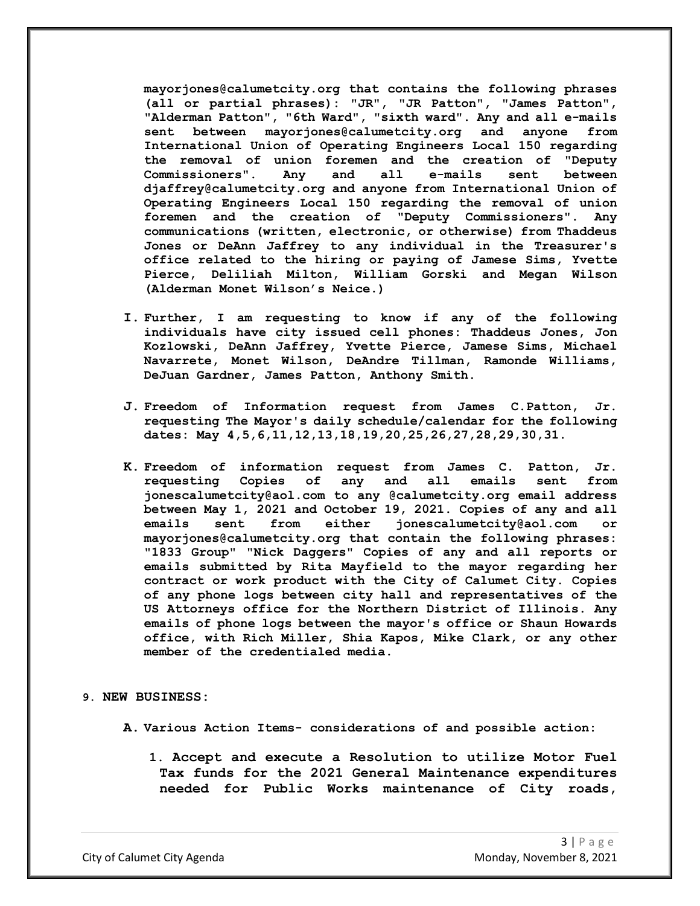**mayorjones@calumetcity.org that contains the following phrases (all or partial phrases): "JR", "JR Patton", "James Patton", "Alderman Patton", "6th Ward", "sixth ward". Any and all e-mails sent between mayorjones@calumetcity.org and anyone from International Union of Operating Engineers Local 150 regarding the removal of union foremen and the creation of "Deputy Commissioners". Any and all e-mails sent between djaffrey@calumetcity.org and anyone from International Union of Operating Engineers Local 150 regarding the removal of union foremen and the creation of "Deputy Commissioners". Any communications (written, electronic, or otherwise) from Thaddeus Jones or DeAnn Jaffrey to any individual in the Treasurer's office related to the hiring or paying of Jamese Sims, Yvette Pierce, Deliliah Milton, William Gorski and Megan Wilson (Alderman Monet Wilson's Neice.)**

- **I. Further, I am requesting to know if any of the following individuals have city issued cell phones: Thaddeus Jones, Jon Kozlowski, DeAnn Jaffrey, Yvette Pierce, Jamese Sims, Michael Navarrete, Monet Wilson, DeAndre Tillman, Ramonde Williams, DeJuan Gardner, James Patton, Anthony Smith.**

- **J. Freedom of Information request from James C.Patton, Jr. requesting The Mayor's daily schedule/calendar for the following dates: May 4,5,6,11,12,13,18,19,20,25,26,27,28,29,30,31.**

- **K. Freedom of information request from James C. Patton, Jr. requesting Copies of any and all emails sent from jonescalumetcity@aol.com to any @calumetcity.org email address between May 1, 2021 and October 19, 2021. Copies of any and all emails sent from either jonescalumetcity@aol.com or mayorjones@calumetcity.org that contain the following phrases: "1833 Group" "Nick Daggers" Copies of any and all reports or emails submitted by Rita Mayfield to the mayor regarding her contract or work product with the City of Calumet City. Copies of any phone logs between city hall and representatives of the US Attorneys office for the Northern District of Illinois. Any emails of phone logs between the mayor's office or Shaun Howards office, with Rich Miller, Shia Kapos, Mike Clark, or any other member of the credentialed media.**

**9. NEW BUSINESS:**

- **A. Various Action Items- considerations of and possible action:**

  1. **Accept and execute a Resolution to utilize Motor Fuel Tax funds for the 2021 General Maintenance expenditures needed for Public Works maintenance of City roads,**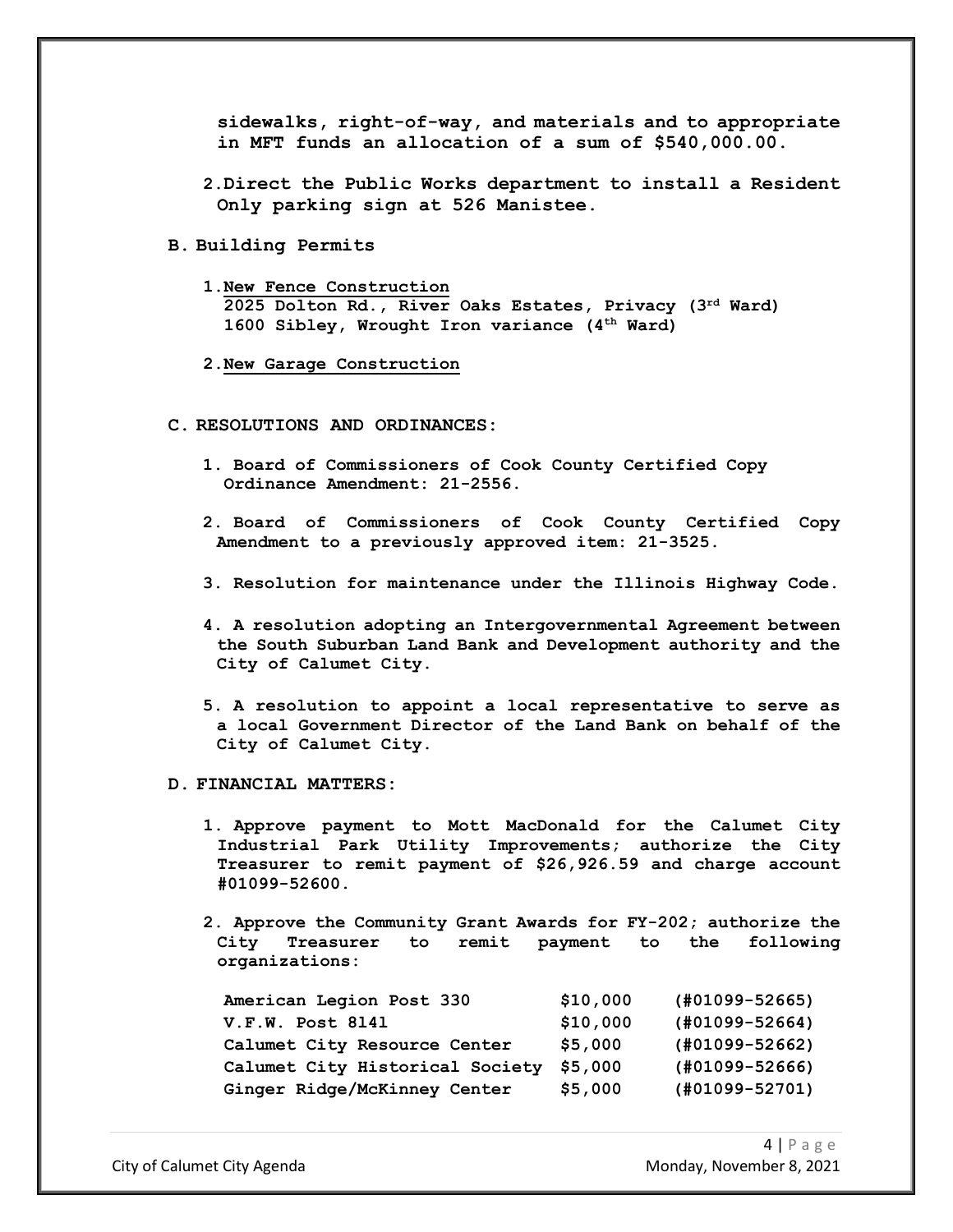**sidewalks, right-of-way, and materials and to appropriate in MFT funds an allocation of a sum of $540,000.00.**

**2. Direct the Public Works department to install a Resident Only parking sign at 526 Manistee.**

**B. Building Permits**

**1. New Fence Construction**
**2025 Dolton Rd., River Oaks Estates, Privacy (3rd Ward)**
**1600 Sibley, Wrought Iron variance (4th Ward)**

**2. New Garage Construction**

**C. RESOLUTIONS AND ORDINANCES:**

**1. Board of Commissioners of Cook County Certified Copy Ordinance Amendment: 21-2556.**

**2. Board of Commissioners of Cook County Certified Copy Amendment to a previously approved item: 21-3525.**

**3. Resolution for maintenance under the Illinois Highway Code.**

**4. A resolution adopting an Intergovernmental Agreement between the South Suburban Land Bank and Development authority and the City of Calumet City.**

**5. A resolution to appoint a local representative to serve as a local Government Director of the Land Bank on behalf of the City of Calumet City.**

**D. FINANCIAL MATTERS:**

**1. Approve payment to Mott MacDonald for the Calumet City Industrial Park Utility Improvements; authorize the City Treasurer to remit payment of $26,926.59 and charge account #01099-52600.**

**2. Approve the Community Grant Awards for FY-202; authorize the City Treasurer to remit payment to the following organizations:**

| | | |
|---|---|---|
| **American Legion Post 330** | **$10,000** | **(#01099-52665)** |
| **V.F.W. Post 8141** | **$10,000** | **(#01099-52664)** |
| **Calumet City Resource Center** | **$5,000** | **(#01099-52662)** |
| **Calumet City Historical Society** | **$5,000** | **(#01099-52666)** |
| **Ginger Ridge/McKinney Center** | **$5,000** | **(#01099-52701)** |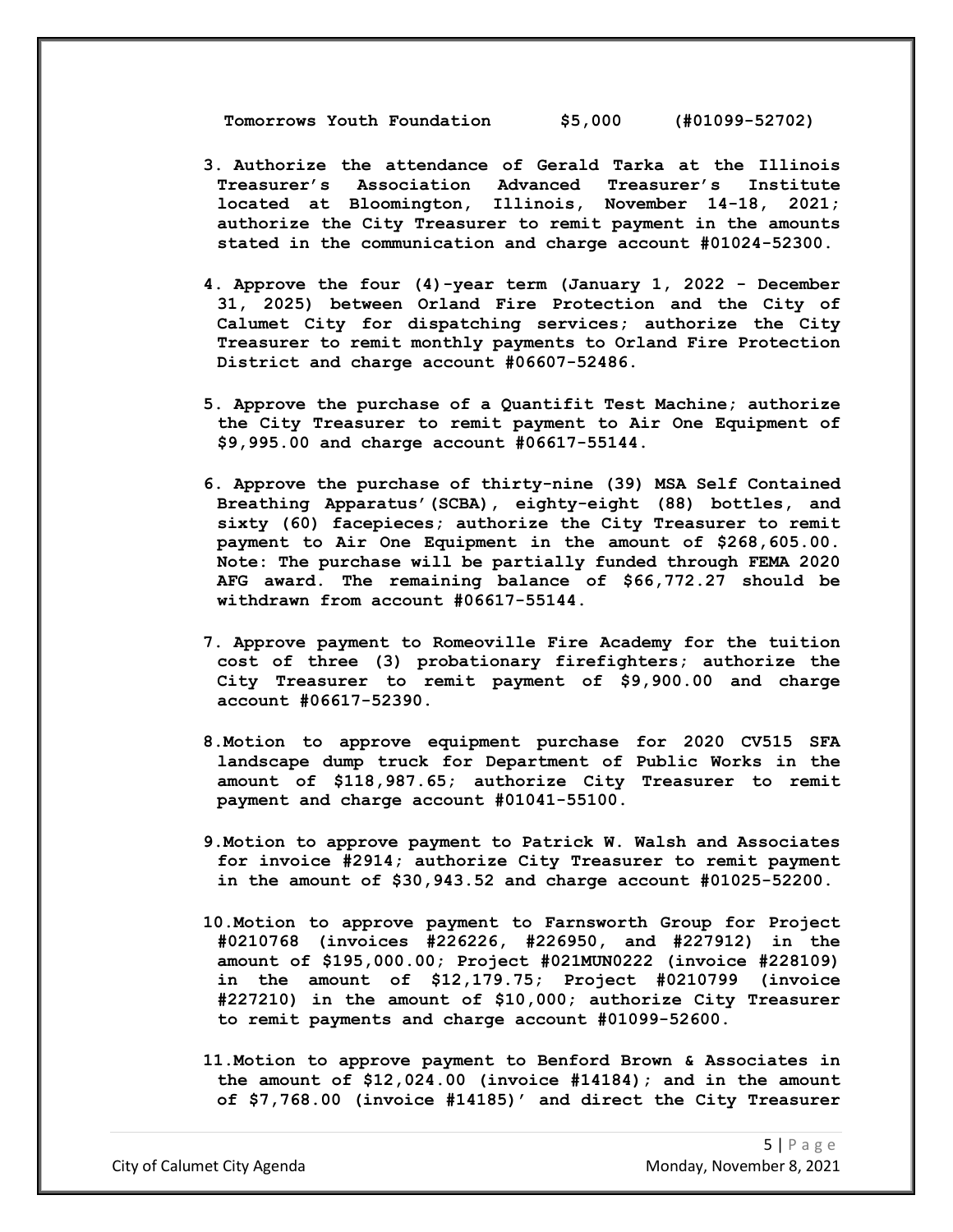**Tomorrows Youth Foundation $5,000 (#01099-52702)**

3. **Authorize the attendance of Gerald Tarka at the Illinois Treasurer's Association Advanced Treasurer's Institute located at Bloomington, Illinois, November 14-18, 2021; authorize the City Treasurer to remit payment in the amounts stated in the communication and charge account #01024-52300.**

4. **Approve the four (4)-year term (January 1, 2022 - December 31, 2025) between Orland Fire Protection and the City of Calumet City for dispatching services; authorize the City Treasurer to remit monthly payments to Orland Fire Protection District and charge account #06607-52486.**

5. **Approve the purchase of a Quantifit Test Machine; authorize the City Treasurer to remit payment to Air One Equipment of $9,995.00 and charge account #06617-55144.**

6. **Approve the purchase of thirty-nine (39) MSA Self Contained Breathing Apparatus'(SCBA), eighty-eight (88) bottles, and sixty (60) facepieces; authorize the City Treasurer to remit payment to Air One Equipment in the amount of $268,605.00. Note: The purchase will be partially funded through FEMA 2020 AFG award. The remaining balance of $66,772.27 should be withdrawn from account #06617-55144.**

7. **Approve payment to Romeoville Fire Academy for the tuition cost of three (3) probationary firefighters; authorize the City Treasurer to remit payment of $9,900.00 and charge account #06617-52390.**

8. **Motion to approve equipment purchase for 2020 CV515 SFA landscape dump truck for Department of Public Works in the amount of $118,987.65; authorize City Treasurer to remit payment and charge account #01041-55100.**

9. **Motion to approve payment to Patrick W. Walsh and Associates for invoice #2914; authorize City Treasurer to remit payment in the amount of $30,943.52 and charge account #01025-52200.**

10. **Motion to approve payment to Farnsworth Group for Project #0210768 (invoices #226226, #226950, and #227912) in the amount of $195,000.00; Project #021MUN0222 (invoice #228109) in the amount of $12,179.75; Project #0210799 (invoice #227210) in the amount of $10,000; authorize City Treasurer to remit payments and charge account #01099-52600.**

11. **Motion to approve payment to Benford Brown & Associates in the amount of $12,024.00 (invoice #14184); and in the amount of $7,768.00 (invoice #14185)' and direct the City Treasurer**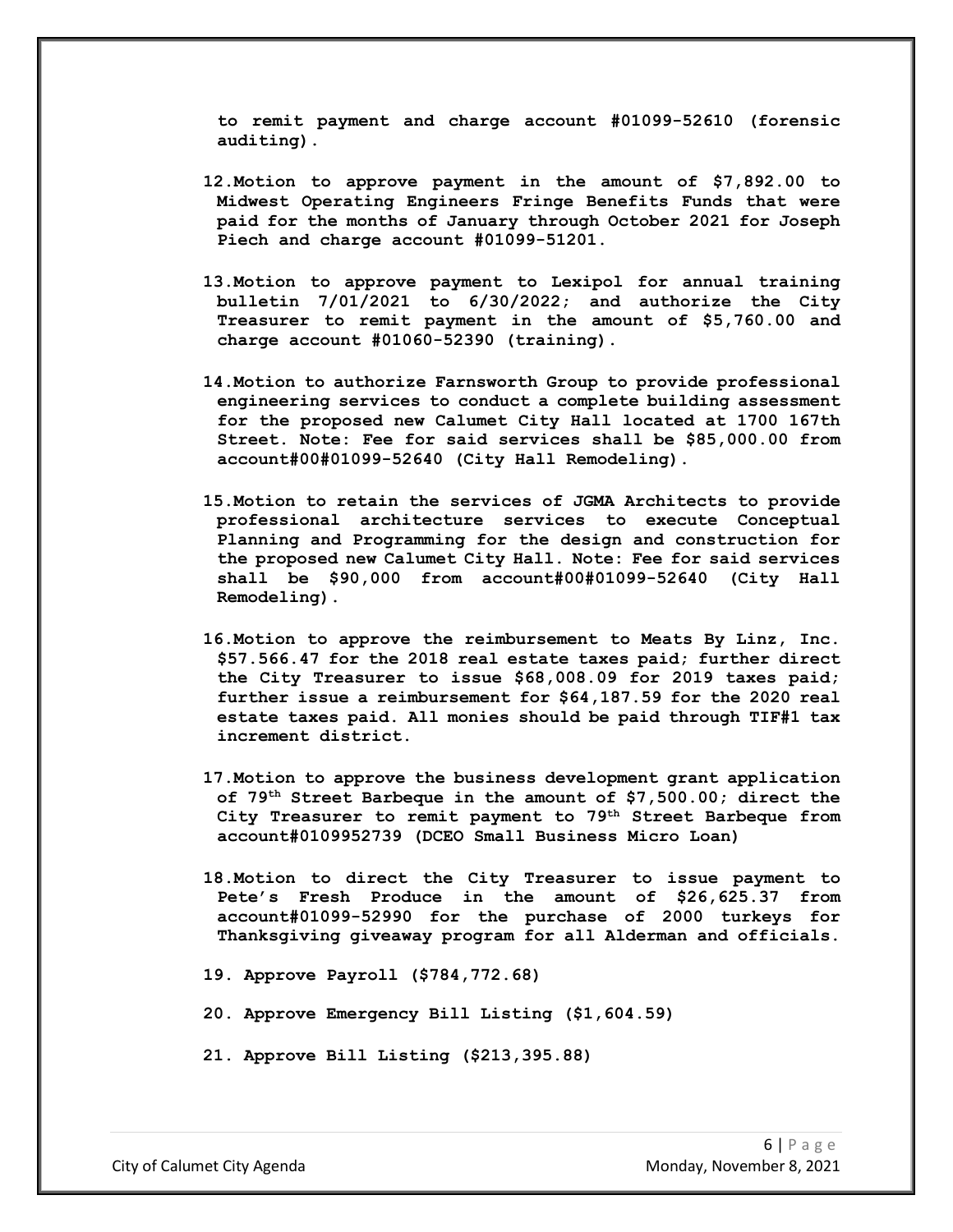**to remit payment and charge account #01099-52610 (forensic auditing).**

12. **Motion to approve payment in the amount of $7,892.00 to Midwest Operating Engineers Fringe Benefits Funds that were paid for the months of January through October 2021 for Joseph Piech and charge account #01099-51201.**

13. **Motion to approve payment to Lexipol for annual training bulletin 7/01/2021 to 6/30/2022; and authorize the City Treasurer to remit payment in the amount of $5,760.00 and charge account #01060-52390 (training).**

14. **Motion to authorize Farnsworth Group to provide professional engineering services to conduct a complete building assessment for the proposed new Calumet City Hall located at 1700 167th Street. Note: Fee for said services shall be $85,000.00 from account#00#01099-52640 (City Hall Remodeling).**

15. **Motion to retain the services of JGMA Architects to provide professional architecture services to execute Conceptual Planning and Programming for the design and construction for the proposed new Calumet City Hall. Note: Fee for said services shall be $90,000 from account#00#01099-52640 (City Hall Remodeling).**

16. **Motion to approve the reimbursement to Meats By Linz, Inc. $57.566.47 for the 2018 real estate taxes paid; further direct the City Treasurer to issue $68,008.09 for 2019 taxes paid; further issue a reimbursement for $64,187.59 for the 2020 real estate taxes paid. All monies should be paid through TIF#1 tax increment district.**

17. **Motion to approve the business development grant application of 79th Street Barbeque in the amount of $7,500.00; direct the City Treasurer to remit payment to 79th Street Barbeque from account#0109952739 (DCEO Small Business Micro Loan)**

18. **Motion to direct the City Treasurer to issue payment to Pete's Fresh Produce in the amount of $26,625.37 from account#01099-52990 for the purchase of 2000 turkeys for Thanksgiving giveaway program for all Alderman and officials.**

19. **Approve Payroll ($784,772.68)**

20. **Approve Emergency Bill Listing ($1,604.59)**

21. **Approve Bill Listing ($213,395.88)**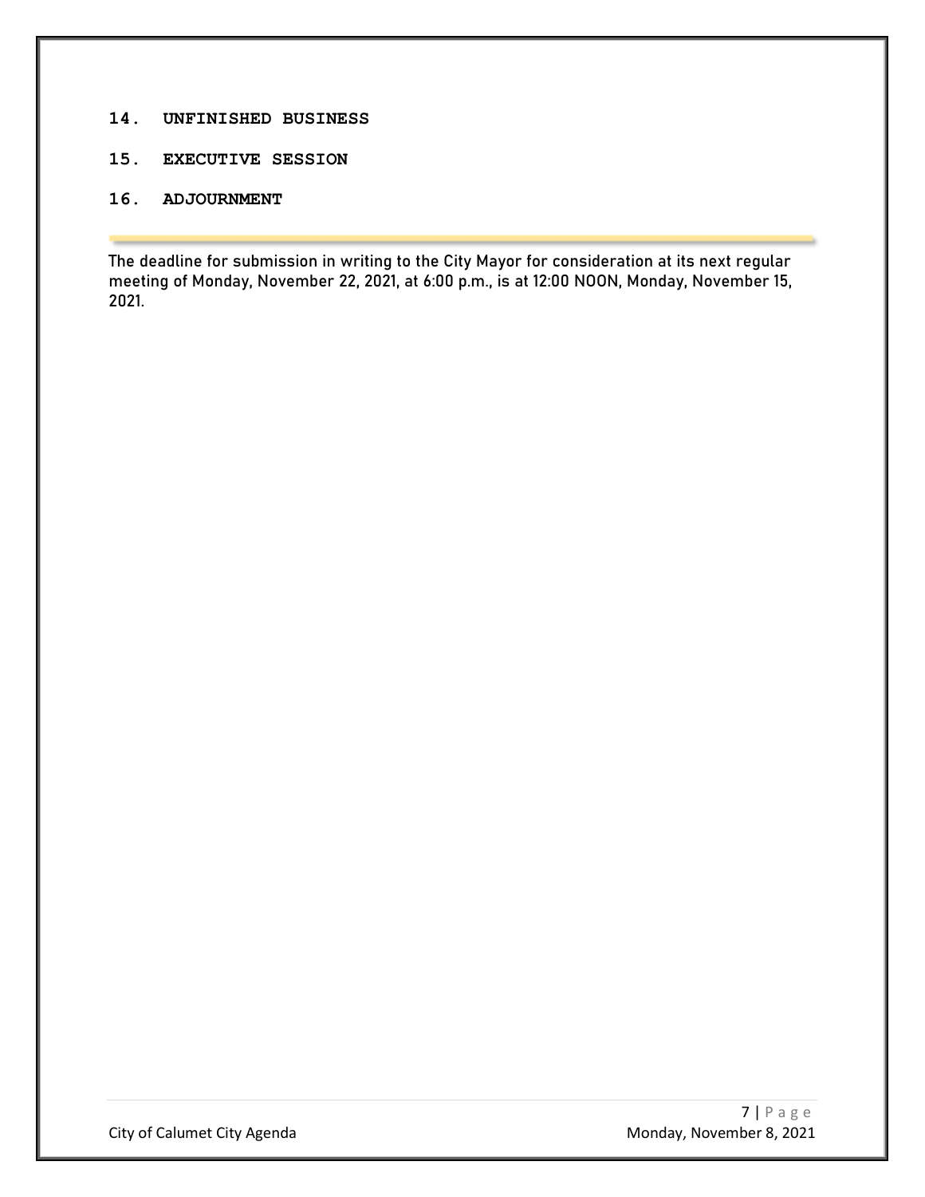**14. UNFINISHED BUSINESS**

**15. EXECUTIVE SESSION**

**16. ADJOURNMENT**

---

The deadline for submission in writing to the City Mayor for consideration at its next regular meeting of Monday, November 22, 2021, at 6:00 p.m., is at 12:00 NOON, Monday, November 15, 2021.